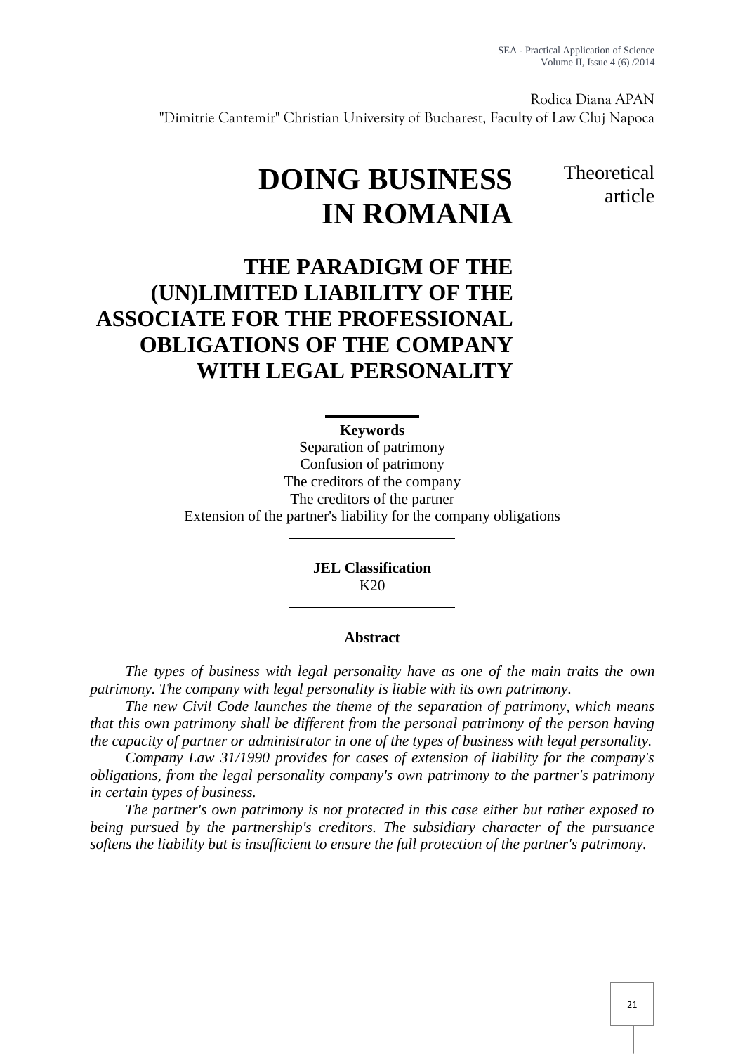Rodica Diana APAN
"Dimitrie Cantemir" Christian University of Bucharest, Faculty of Law Cluj Napoca

Theoretical article

# DOING BUSINESS IN ROMANIA

## THE PARADIGM OF THE (UN)LIMITED LIABILITY OF THE ASSOCIATE FOR THE PROFESSIONAL OBLIGATIONS OF THE COMPANY WITH LEGAL PERSONALITY

**Keywords**

Separation of patrimony
Confusion of patrimony
The creditors of the company
The creditors of the partner
Extension of the partner's liability for the company obligations

**JEL Classification**

K20

**Abstract**

*The types of business with legal personality have as one of the main traits the own patrimony. The company with legal personality is liable with its own patrimony.*

*The new Civil Code launches the theme of the separation of patrimony, which means that this own patrimony shall be different from the personal patrimony of the person having the capacity of partner or administrator in one of the types of business with legal personality.*

*Company Law 31/1990 provides for cases of extension of liability for the company's obligations, from the legal personality company's own patrimony to the partner's patrimony in certain types of business.*

*The partner's own patrimony is not protected in this case either but rather exposed to being pursued by the partnership's creditors. The subsidiary character of the pursuance softens the liability but is insufficient to ensure the full protection of the partner's patrimony.*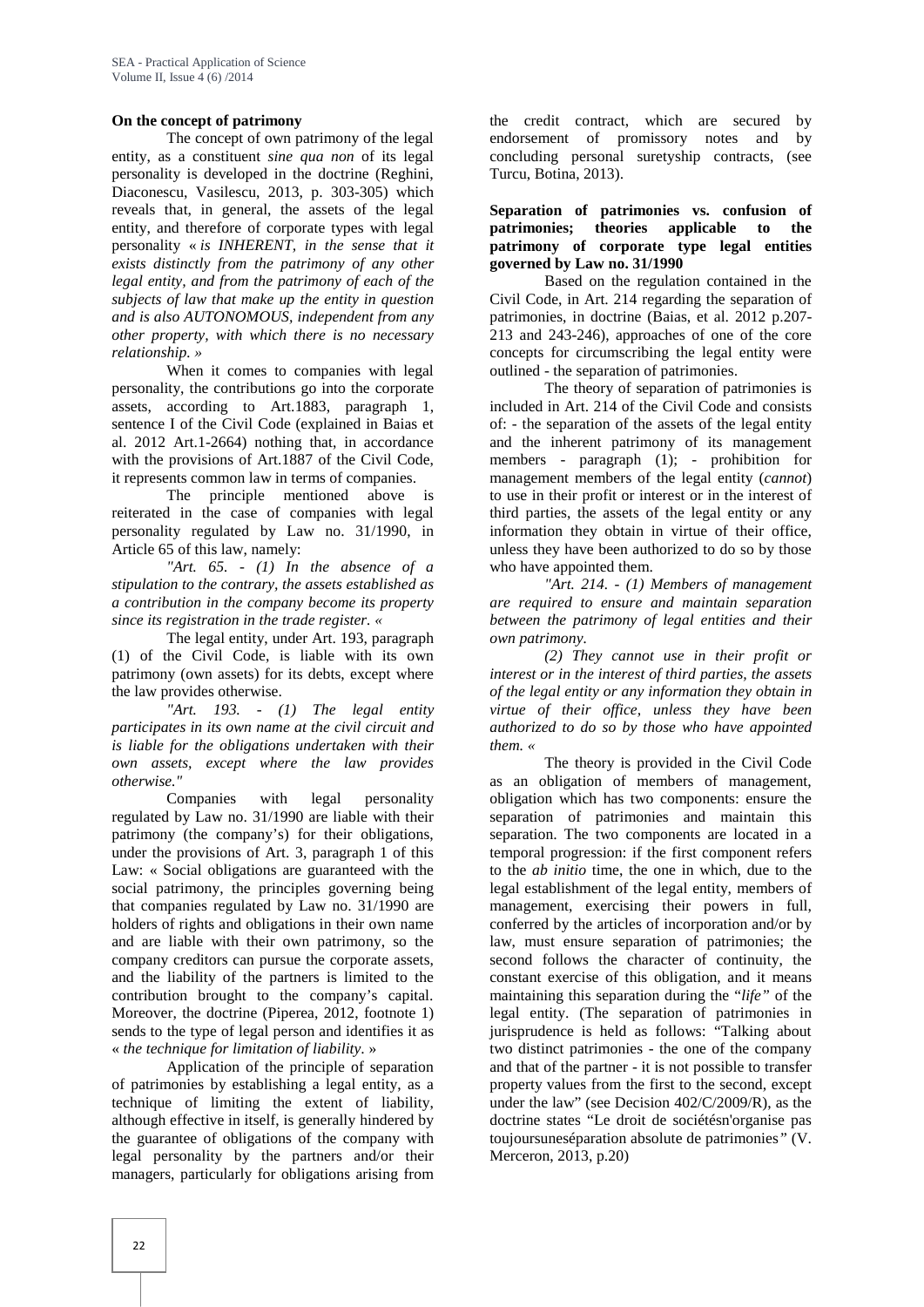**On the concept of patrimony**

The concept of own patrimony of the legal entity, as a constituent *sine qua non* of its legal personality is developed in the doctrine (Reghini, Diaconescu, Vasilescu, 2013, p. 303-305) which reveals that, in general, the assets of the legal entity, and therefore of corporate types with legal personality « *is INHERENT, in the sense that it exists distinctly from the patrimony of any other legal entity, and from the patrimony of each of the subjects of law that make up the entity in question and is also AUTONOMOUS, independent from any other property, with which there is no necessary relationship.* »

When it comes to companies with legal personality, the contributions go into the corporate assets, according to Art.1883, paragraph 1, sentence I of the Civil Code (explained in Baias et al. 2012 Art.1-2664) nothing that, in accordance with the provisions of Art.1887 of the Civil Code, it represents common law in terms of companies.

The principle mentioned above is reiterated in the case of companies with legal personality regulated by Law no. 31/1990, in Article 65 of this law, namely:

*"Art. 65. - (1) In the absence of a stipulation to the contrary, the assets established as a contribution in the company become its property since its registration in the trade register. «*

The legal entity, under Art. 193, paragraph (1) of the Civil Code, is liable with its own patrimony (own assets) for its debts, except where the law provides otherwise.

*"Art. 193. - (1) The legal entity participates in its own name at the civil circuit and is liable for the obligations undertaken with their own assets, except where the law provides otherwise."*

Companies with legal personality regulated by Law no. 31/1990 are liable with their patrimony (the company's) for their obligations, under the provisions of Art. 3, paragraph 1 of this Law: « Social obligations are guaranteed with the social patrimony, the principles governing being that companies regulated by Law no. 31/1990 are holders of rights and obligations in their own name and are liable with their own patrimony, so the company creditors can pursue the corporate assets, and the liability of the partners is limited to the contribution brought to the company's capital. Moreover, the doctrine (Piperea, 2012, footnote 1) sends to the type of legal person and identifies it as « *the technique for limitation of liability*. »

Application of the principle of separation of patrimonies by establishing a legal entity, as a technique of limiting the extent of liability, although effective in itself, is generally hindered by the guarantee of obligations of the company with legal personality by the partners and/or their managers, particularly for obligations arising from the credit contract, which are secured by endorsement of promissory notes and by concluding personal suretyship contracts, (see Turcu, Botina, 2013).

**Separation of patrimonies vs. confusion of patrimonies; theories applicable to the patrimony of corporate type legal entities governed by Law no. 31/1990**

Based on the regulation contained in the Civil Code, in Art. 214 regarding the separation of patrimonies, in doctrine (Baias, et al. 2012 p.207-213 and 243-246), approaches of one of the core concepts for circumscribing the legal entity were outlined - the separation of patrimonies.

The theory of separation of patrimonies is included in Art. 214 of the Civil Code and consists of: - the separation of the assets of the legal entity and the inherent patrimony of its management members - paragraph (1); - prohibition for management members of the legal entity (*cannot*) to use in their profit or interest or in the interest of third parties, the assets of the legal entity or any information they obtain in virtue of their office, unless they have been authorized to do so by those who have appointed them.

*"Art. 214. - (1) Members of management are required to ensure and maintain separation between the patrimony of legal entities and their own patrimony.*

*(2) They cannot use in their profit or interest or in the interest of third parties, the assets of the legal entity or any information they obtain in virtue of their office, unless they have been authorized to do so by those who have appointed them. «*

The theory is provided in the Civil Code as an obligation of members of management, obligation which has two components: ensure the separation of patrimonies and maintain this separation. The two components are located in a temporal progression: if the first component refers to the *ab initio* time, the one in which, due to the legal establishment of the legal entity, members of management, exercising their powers in full, conferred by the articles of incorporation and/or by law, must ensure separation of patrimonies; the second follows the character of continuity, the constant exercise of this obligation, and it means maintaining this separation during the "*life"* of the legal entity. (The separation of patrimonies in jurisprudence is held as follows: "Talking about two distinct patrimonies - the one of the company and that of the partner - it is not possible to transfer property values from the first to the second, except under the law" (see Decision 402/C/2009/R), as the doctrine states "Le droit de sociétésn'organise pas toujoursuneséparation absolute de patrimonies*"* (V. Merceron, 2013, p.20)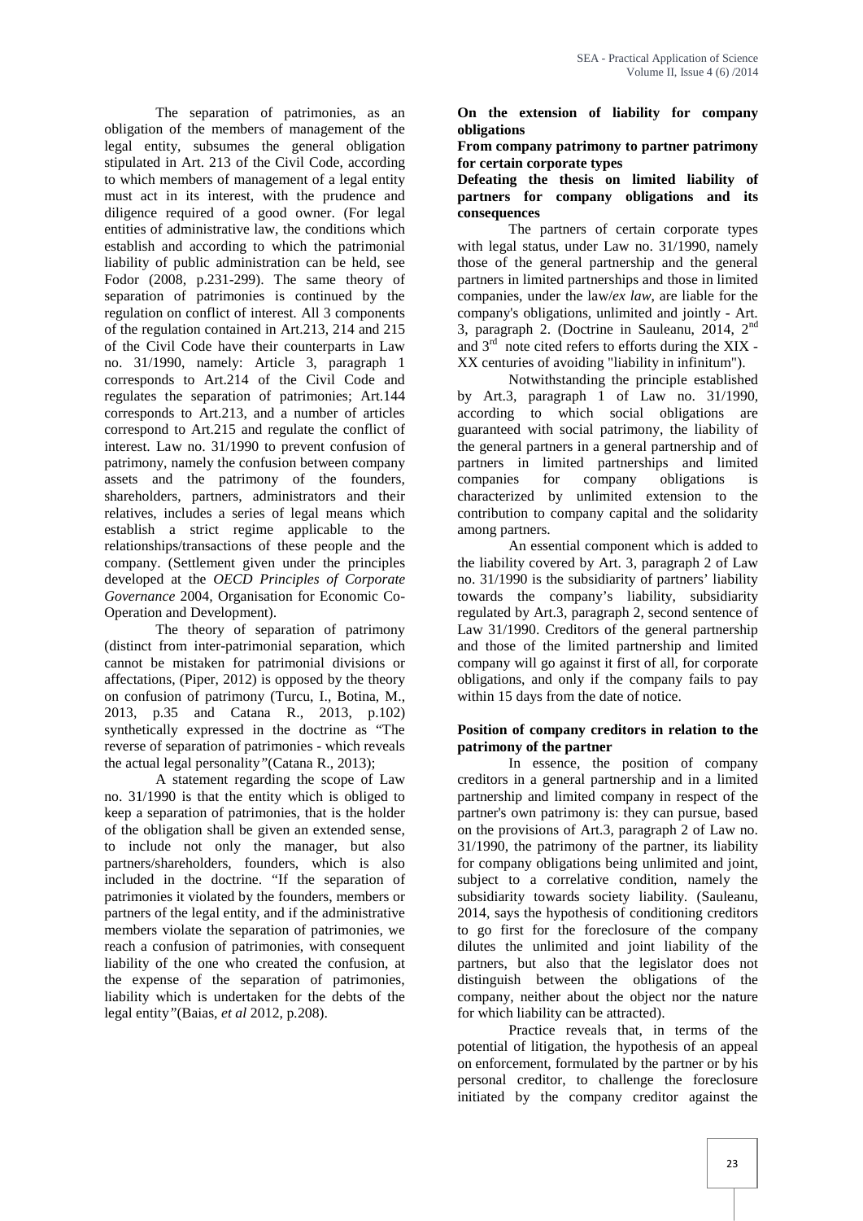The separation of patrimonies, as an obligation of the members of management of the legal entity, subsumes the general obligation stipulated in Art. 213 of the Civil Code, according to which members of management of a legal entity must act in its interest, with the prudence and diligence required of a good owner. (For legal entities of administrative law, the conditions which establish and according to which the patrimonial liability of public administration can be held, see Fodor (2008, p.231-299). The same theory of separation of patrimonies is continued by the regulation on conflict of interest. All 3 components of the regulation contained in Art.213, 214 and 215 of the Civil Code have their counterparts in Law no. 31/1990, namely: Article 3, paragraph 1 corresponds to Art.214 of the Civil Code and regulates the separation of patrimonies; Art.144 corresponds to Art.213, and a number of articles correspond to Art.215 and regulate the conflict of interest. Law no. 31/1990 to prevent confusion of patrimony, namely the confusion between company assets and the patrimony of the founders, shareholders, partners, administrators and their relatives, includes a series of legal means which establish a strict regime applicable to the relationships/transactions of these people and the company. (Settlement given under the principles developed at the *OECD Principles of Corporate Governance* 2004, Organisation for Economic Co-Operation and Development).

The theory of separation of patrimony (distinct from inter-patrimonial separation, which cannot be mistaken for patrimonial divisions or affectations, (Piper, 2012) is opposed by the theory on confusion of patrimony (Turcu, I., Botina, M., 2013, p.35 and Catana R., 2013, p.102) synthetically expressed in the doctrine as "The reverse of separation of patrimonies - which reveals the actual legal personality"(Catana R., 2013);

A statement regarding the scope of Law no. 31/1990 is that the entity which is obliged to keep a separation of patrimonies, that is the holder of the obligation shall be given an extended sense, to include not only the manager, but also partners/shareholders, founders, which is also included in the doctrine. "If the separation of patrimonies it violated by the founders, members or partners of the legal entity, and if the administrative members violate the separation of patrimonies, we reach a confusion of patrimonies, with consequent liability of the one who created the confusion, at the expense of the separation of patrimonies, liability which is undertaken for the debts of the legal entity"(Baias, *et al* 2012, p.208).

**On the extension of liability for company obligations**

**From company patrimony to partner patrimony for certain corporate types**

**Defeating the thesis on limited liability of partners for company obligations and its consequences**

The partners of certain corporate types with legal status, under Law no. 31/1990, namely those of the general partnership and the general partners in limited partnerships and those in limited companies, under the law/*ex law*, are liable for the company's obligations, unlimited and jointly - Art. 3, paragraph 2. (Doctrine in Sauleanu, 2014, 2[nd] and 3[rd] note cited refers to efforts during the XIX - XX centuries of avoiding "liability in infinitum").

Notwithstanding the principle established by Art.3, paragraph 1 of Law no. 31/1990, according to which social obligations are guaranteed with social patrimony, the liability of the general partners in a general partnership and of partners in limited partnerships and limited companies for company obligations is characterized by unlimited extension to the contribution to company capital and the solidarity among partners.

An essential component which is added to the liability covered by Art. 3, paragraph 2 of Law no. 31/1990 is the subsidiarity of partners' liability towards the company's liability, subsidiarity regulated by Art.3, paragraph 2, second sentence of Law 31/1990. Creditors of the general partnership and those of the limited partnership and limited company will go against it first of all, for corporate obligations, and only if the company fails to pay within 15 days from the date of notice.

**Position of company creditors in relation to the patrimony of the partner**

In essence, the position of company creditors in a general partnership and in a limited partnership and limited company in respect of the partner's own patrimony is: they can pursue, based on the provisions of Art.3, paragraph 2 of Law no. 31/1990, the patrimony of the partner, its liability for company obligations being unlimited and joint, subject to a correlative condition, namely the subsidiarity towards society liability. (Sauleanu, 2014, says the hypothesis of conditioning creditors to go first for the foreclosure of the company dilutes the unlimited and joint liability of the partners, but also that the legislator does not distinguish between the obligations of the company, neither about the object nor the nature for which liability can be attracted).

Practice reveals that, in terms of the potential of litigation, the hypothesis of an appeal on enforcement, formulated by the partner or by his personal creditor, to challenge the foreclosure initiated by the company creditor against the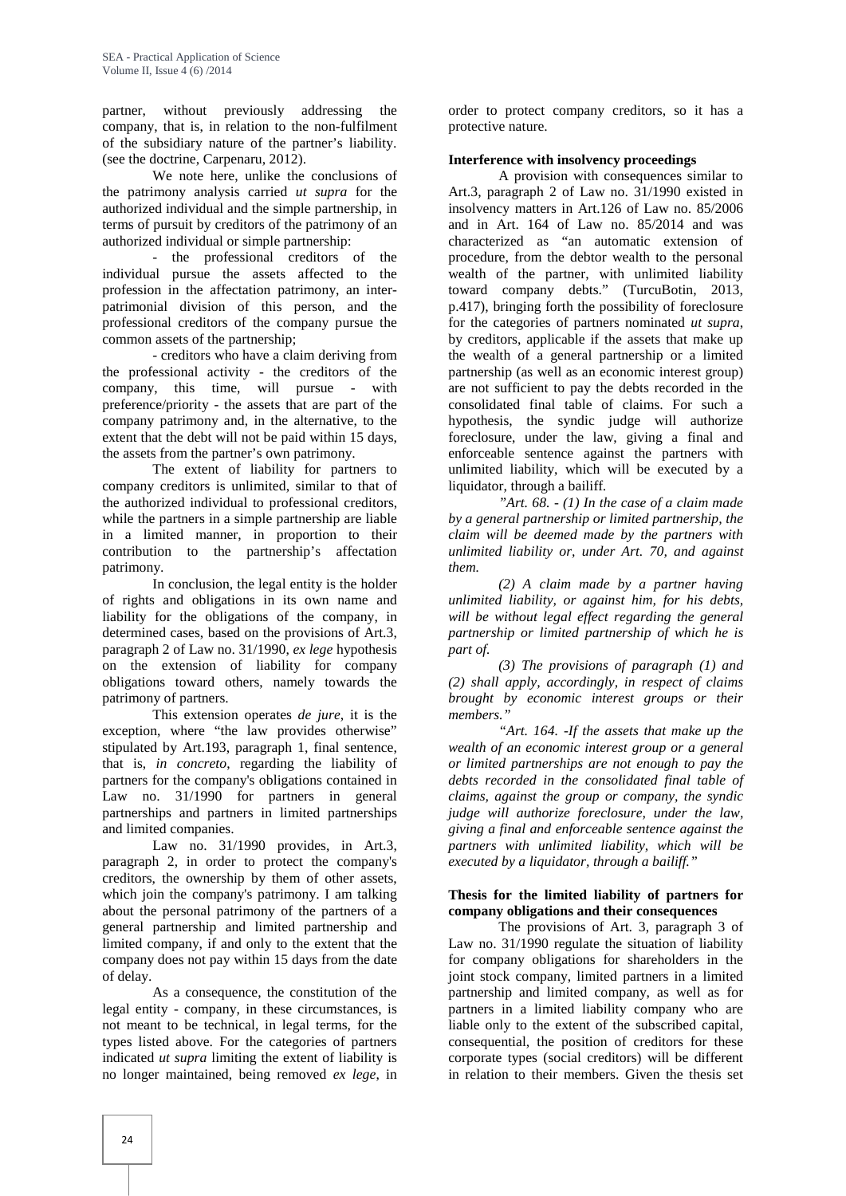partner, without previously addressing the company, that is, in relation to the non-fulfilment of the subsidiary nature of the partner's liability. (see the doctrine, Carpenaru, 2012).

We note here, unlike the conclusions of the patrimony analysis carried *ut supra* for the authorized individual and the simple partnership, in terms of pursuit by creditors of the patrimony of an authorized individual or simple partnership:

- the professional creditors of the individual pursue the assets affected to the profession in the affectation patrimony, an inter-patrimonial division of this person, and the professional creditors of the company pursue the common assets of the partnership;

- creditors who have a claim deriving from the professional activity - the creditors of the company, this time, will pursue - with preference/priority - the assets that are part of the company patrimony and, in the alternative, to the extent that the debt will not be paid within 15 days, the assets from the partner's own patrimony.

The extent of liability for partners to company creditors is unlimited, similar to that of the authorized individual to professional creditors, while the partners in a simple partnership are liable in a limited manner, in proportion to their contribution to the partnership's affectation patrimony.

In conclusion, the legal entity is the holder of rights and obligations in its own name and liability for the obligations of the company, in determined cases, based on the provisions of Art.3, paragraph 2 of Law no. 31/1990, *ex lege* hypothesis on the extension of liability for company obligations toward others, namely towards the patrimony of partners.

This extension operates *de jure*, it is the exception, where "the law provides otherwise" stipulated by Art.193, paragraph 1, final sentence, that is, *in concreto*, regarding the liability of partners for the company's obligations contained in Law no. 31/1990 for partners in general partnerships and partners in limited partnerships and limited companies.

Law no. 31/1990 provides, in Art.3, paragraph 2, in order to protect the company's creditors, the ownership by them of other assets, which join the company's patrimony. I am talking about the personal patrimony of the partners of a general partnership and limited partnership and limited company, if and only to the extent that the company does not pay within 15 days from the date of delay.

As a consequence, the constitution of the legal entity - company, in these circumstances, is not meant to be technical, in legal terms, for the types listed above. For the categories of partners indicated *ut supra* limiting the extent of liability is no longer maintained, being removed *ex lege*, in order to protect company creditors, so it has a protective nature.

**Interference with insolvency proceedings**

A provision with consequences similar to Art.3, paragraph 2 of Law no. 31/1990 existed in insolvency matters in Art.126 of Law no. 85/2006 and in Art. 164 of Law no. 85/2014 and was characterized as "an automatic extension of procedure, from the debtor wealth to the personal wealth of the partner, with unlimited liability toward company debts." (TurcuBotin, 2013, p.417), bringing forth the possibility of foreclosure for the categories of partners nominated *ut supra*, by creditors, applicable if the assets that make up the wealth of a general partnership or a limited partnership (as well as an economic interest group) are not sufficient to pay the debts recorded in the consolidated final table of claims. For such a hypothesis, the syndic judge will authorize foreclosure, under the law, giving a final and enforceable sentence against the partners with unlimited liability, which will be executed by a liquidator, through a bailiff.

*"Art. 68. - (1) In the case of a claim made by a general partnership or limited partnership, the claim will be deemed made by the partners with unlimited liability or, under Art. 70, and against them.*

*(2) A claim made by a partner having unlimited liability, or against him, for his debts, will be without legal effect regarding the general partnership or limited partnership of which he is part of.*

*(3) The provisions of paragraph (1) and (2) shall apply, accordingly, in respect of claims brought by economic interest groups or their members."*

*"Art. 164. -If the assets that make up the wealth of an economic interest group or a general or limited partnerships are not enough to pay the debts recorded in the consolidated final table of claims, against the group or company, the syndic judge will authorize foreclosure, under the law, giving a final and enforceable sentence against the partners with unlimited liability, which will be executed by a liquidator, through a bailiff."*

**Thesis for the limited liability of partners for company obligations and their consequences**

The provisions of Art. 3, paragraph 3 of Law no. 31/1990 regulate the situation of liability for company obligations for shareholders in the joint stock company, limited partners in a limited partnership and limited company, as well as for partners in a limited liability company who are liable only to the extent of the subscribed capital, consequential, the position of creditors for these corporate types (social creditors) will be different in relation to their members. Given the thesis set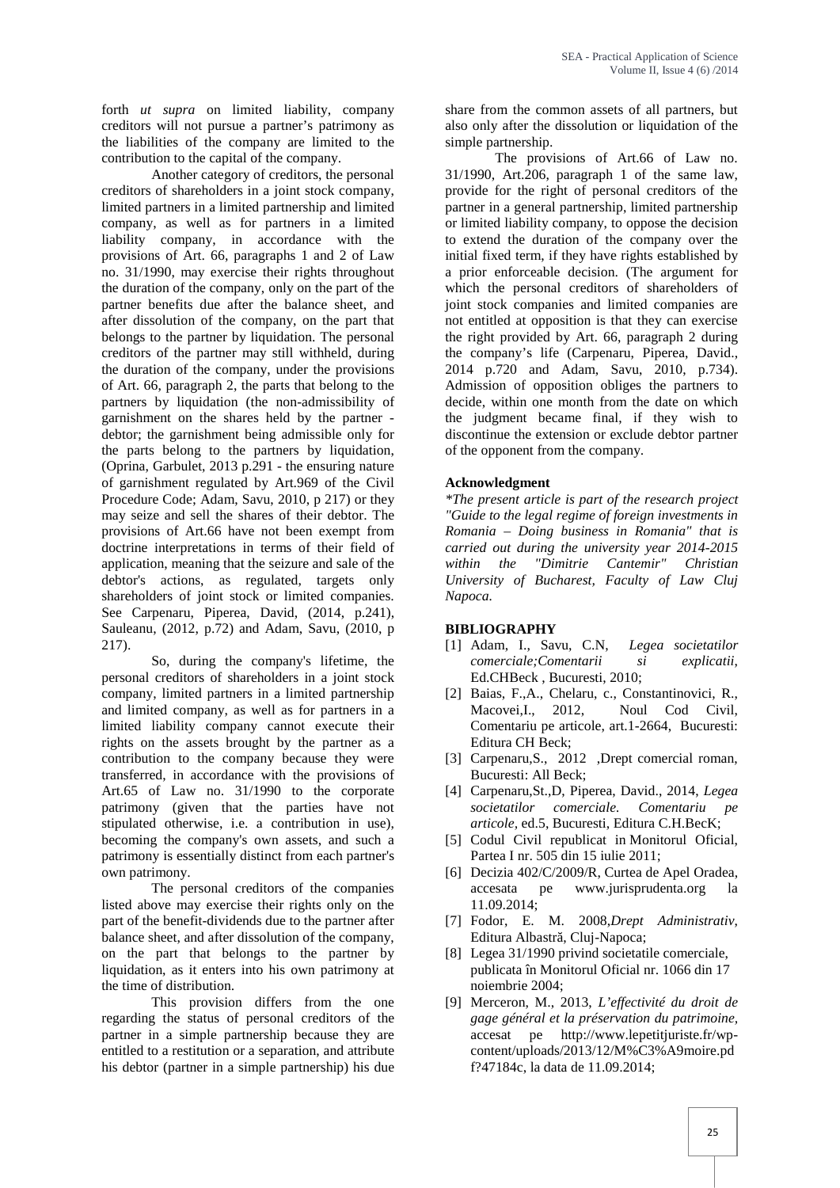forth *ut supra* on limited liability, company creditors will not pursue a partner's patrimony as the liabilities of the company are limited to the contribution to the capital of the company.

Another category of creditors, the personal creditors of shareholders in a joint stock company, limited partners in a limited partnership and limited company, as well as for partners in a limited liability company, in accordance with the provisions of Art. 66, paragraphs 1 and 2 of Law no. 31/1990, may exercise their rights throughout the duration of the company, only on the part of the partner benefits due after the balance sheet, and after dissolution of the company, on the part that belongs to the partner by liquidation. The personal creditors of the partner may still withheld, during the duration of the company, under the provisions of Art. 66, paragraph 2, the parts that belong to the partners by liquidation (the non-admissibility of garnishment on the shares held by the partner - debtor; the garnishment being admissible only for the parts belong to the partners by liquidation, (Oprina, Garbulet, 2013 p.291 - the ensuring nature of garnishment regulated by Art.969 of the Civil Procedure Code; Adam, Savu, 2010, p 217) or they may seize and sell the shares of their debtor. The provisions of Art.66 have not been exempt from doctrine interpretations in terms of their field of application, meaning that the seizure and sale of the debtor's actions, as regulated, targets only shareholders of joint stock or limited companies. See Carpenaru, Piperea, David, (2014, p.241), Sauleanu, (2012, p.72) and Adam, Savu, (2010, p 217).

So, during the company's lifetime, the personal creditors of shareholders in a joint stock company, limited partners in a limited partnership and limited company, as well as for partners in a limited liability company cannot execute their rights on the assets brought by the partner as a contribution to the company because they were transferred, in accordance with the provisions of Art.65 of Law no. 31/1990 to the corporate patrimony (given that the parties have not stipulated otherwise, i.e. a contribution in use), becoming the company's own assets, and such a patrimony is essentially distinct from each partner's own patrimony.

The personal creditors of the companies listed above may exercise their rights only on the part of the benefit-dividends due to the partner after balance sheet, and after dissolution of the company, on the part that belongs to the partner by liquidation, as it enters into his own patrimony at the time of distribution.

This provision differs from the one regarding the status of personal creditors of the partner in a simple partnership because they are entitled to a restitution or a separation, and attribute his debtor (partner in a simple partnership) his due share from the common assets of all partners, but also only after the dissolution or liquidation of the simple partnership.

The provisions of Art.66 of Law no. 31/1990, Art.206, paragraph 1 of the same law, provide for the right of personal creditors of the partner in a general partnership, limited partnership or limited liability company, to oppose the decision to extend the duration of the company over the initial fixed term, if they have rights established by a prior enforceable decision. (The argument for which the personal creditors of shareholders of joint stock companies and limited companies are not entitled at opposition is that they can exercise the right provided by Art. 66, paragraph 2 during the company's life (Carpenaru, Piperea, David., 2014 p.720 and Adam, Savu, 2010, p.734). Admission of opposition obliges the partners to decide, within one month from the date on which the judgment became final, if they wish to discontinue the extension or exclude debtor partner of the opponent from the company.

**Acknowledgment**

*\*The present article is part of the research project "Guide to the legal regime of foreign investments in Romania – Doing business in Romania" that is carried out during the university year 2014-2015 within the "Dimitrie Cantemir" Christian University of Bucharest, Faculty of Law Cluj Napoca.*

**BIBLIOGRAPHY**

[1] Adam, I., Savu, C.N, *Legea societatilor comerciale;Comentarii si explicatii*, Ed.CHBeck , Bucuresti, 2010;

[2] Baias, F.,A., Chelaru, c., Constantinovici, R., Macovei,I., 2012, Noul Cod Civil, Comentariu pe articole, art.1-2664, Bucuresti: Editura CH Beck;

[3] Carpenaru,S., 2012 ,Drept comercial roman, Bucuresti: All Beck;

[4] Carpenaru,St.,D, Piperea, David., 2014, *Legea societatilor comerciale. Comentariu pe articole*, ed.5, Bucuresti, Editura C.H.BecK;

[5] Codul Civil republicat in Monitorul Oficial, Partea I nr. 505 din 15 iulie 2011;

[6] Decizia 402/C/2009/R, Curtea de Apel Oradea, accesata pe www.jurisprudenta.org la 11.09.2014;

[7] Fodor, E. M. 2008,*Drept Administrativ*, Editura Albastră, Cluj-Napoca;

[8] Legea 31/1990 privind societatile comerciale, publicata în Monitorul Oficial nr. 1066 din 17 noiembrie 2004;

[9] Merceron, M., 2013, *L'effectivité du droit de gage général et la préservation du patrimoine*, accesat pe http://www.lepetitjuriste.fr/wp-content/uploads/2013/12/M%C3%A9moire.pdf?47184c, la data de 11.09.2014;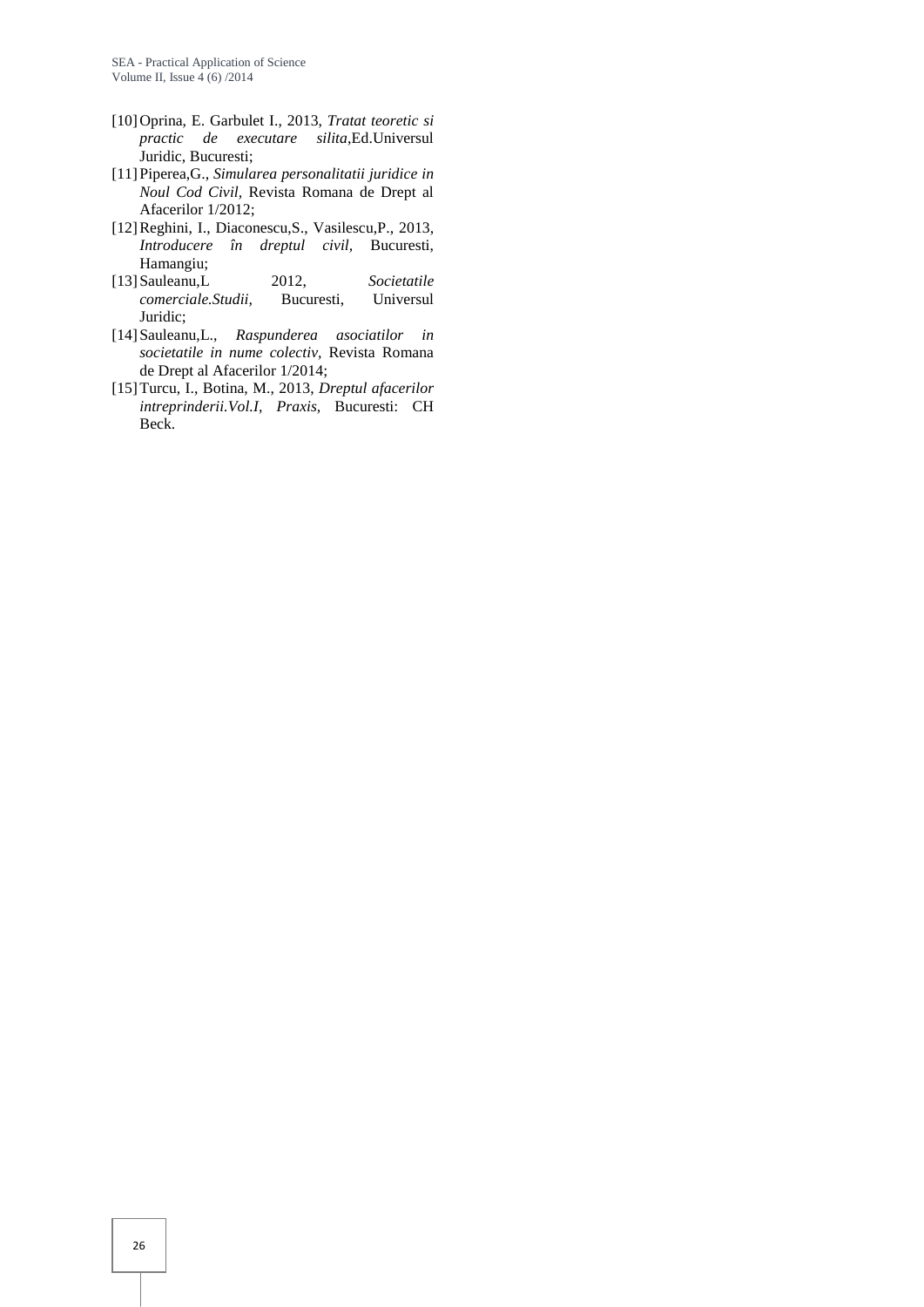[10] Oprina, E. Garbulet I., 2013, *Tratat teoretic si practic de executare silita*,Ed.Universul Juridic, Bucuresti;

[11] Piperea,G., *Simularea personalitatii juridice in Noul Cod Civil*, Revista Romana de Drept al Afacerilor 1/2012;

[12] Reghini, I., Diaconescu,S., Vasilescu,P., 2013, *Introducere în dreptul civil*, Bucuresti, Hamangiu;

[13] Sauleanu,L 2012, *Societatile comerciale.Studii*, Bucuresti, Universul Juridic;

[14] Sauleanu,L., *Raspunderea asociatilor in societatile in nume colectiv*, Revista Romana de Drept al Afacerilor 1/2014;

[15] Turcu, I., Botina, M., 2013, *Dreptul afacerilor intreprinderii.Vol.I, Praxis*, Bucuresti: CH Beck.